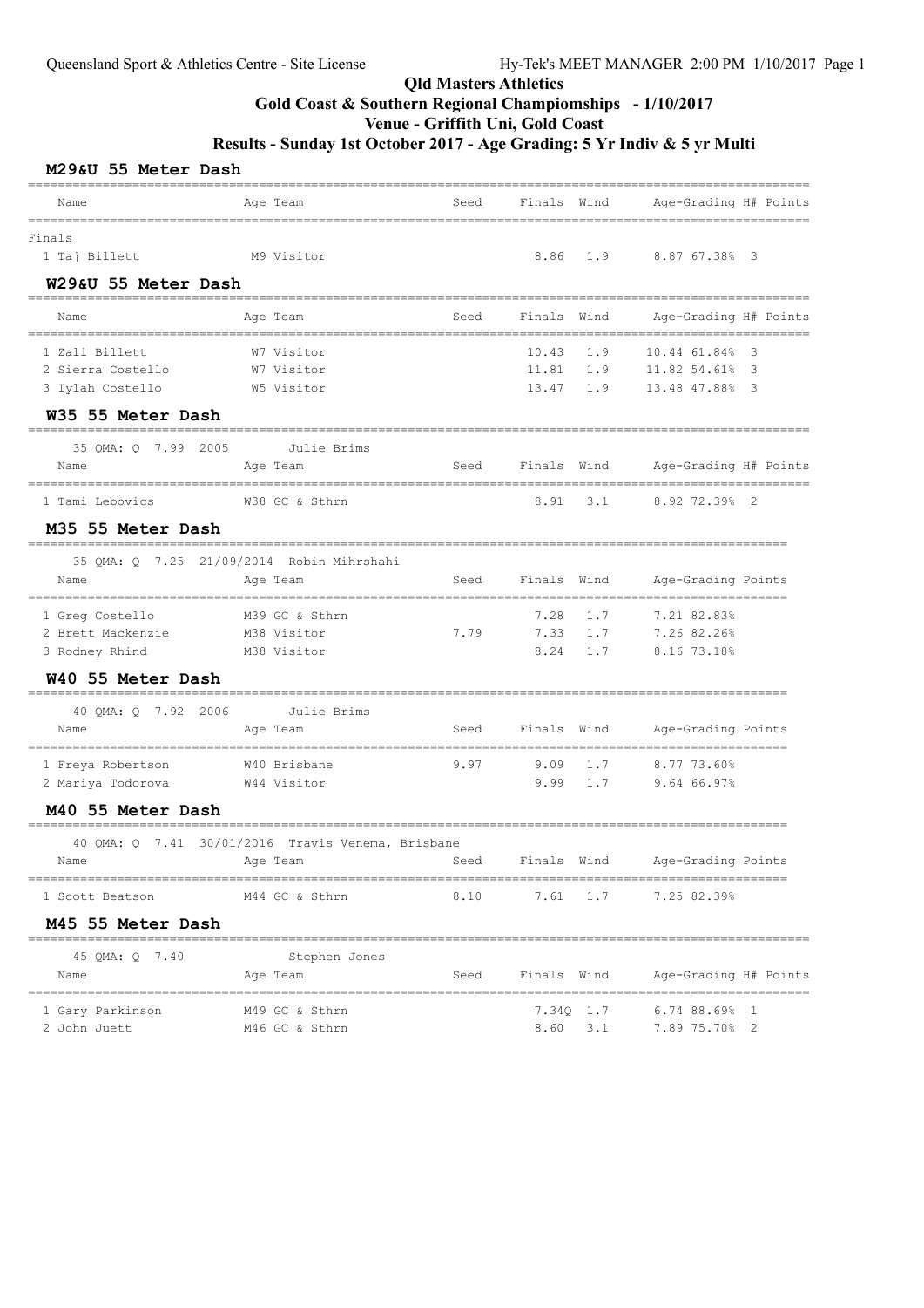# Qld Masters Athletics

## Gold Coast & Southern Regional Champiomships - 1/10/2017

## Venue - Griffith Uni, Gold Coast

## Results - Sunday 1st October 2017 - Age Grading: 5 Yr Indiv & 5 yr Multi

### M29&U 55 Meter Dash

Finals

| Name | Age | Team | Seed | Finals | Wind | Age-Grading | H# | Points |
|---|---|---|---|---|---|---|---|---|
| 1 Taj Billett | M9 | Visitor | | 8.86 | 1.9 | 8.87 67.38% | 3 | |

### W29&U 55 Meter Dash

| Name | Age | Team | Seed | Finals | Wind | Age-Grading | H# | Points |
|---|---|---|---|---|---|---|---|---|
| 1 Zali Billett | W7 | Visitor | | 10.43 | 1.9 | 10.44 61.84% | 3 | |
| 2 Sierra Costello | W7 | Visitor | | 11.81 | 1.9 | 11.82 54.61% | 3 | |
| 3 Iylah Costello | W5 | Visitor | | 13.47 | 1.9 | 13.48 47.88% | 3 | |

### W35 55 Meter Dash

35 QMA: Q 7.99 2005 Julie Brims

| Name | Age | Team | Seed | Finals | Wind | Age-Grading | H# | Points |
|---|---|---|---|---|---|---|---|---|
| 1 Tami Lebovics | W38 | GC & Sthrn | | 8.91 | 3.1 | 8.92 72.39% | 2 | |

### M35 55 Meter Dash

35 QMA: Q 7.25 21/09/2014 Robin Mihrshahi

| Name | Age | Team | Seed | Finals | Wind | Age-Grading | Points |
|---|---|---|---|---|---|---|---|
| 1 Greg Costello | M39 | GC & Sthrn | | 7.28 | 1.7 | 7.21 82.83% | |
| 2 Brett Mackenzie | M38 | Visitor | 7.79 | 7.33 | 1.7 | 7.26 82.26% | |
| 3 Rodney Rhind | M38 | Visitor | | 8.24 | 1.7 | 8.16 73.18% | |

### W40 55 Meter Dash

40 QMA: Q 7.92 2006 Julie Brims

| Name | Age | Team | Seed | Finals | Wind | Age-Grading | Points |
|---|---|---|---|---|---|---|---|
| 1 Freya Robertson | W40 | Brisbane | 9.97 | 9.09 | 1.7 | 8.77 73.60% | |
| 2 Mariya Todorova | W44 | Visitor | | 9.99 | 1.7 | 9.64 66.97% | |

### M40 55 Meter Dash

40 QMA: Q 7.41 30/01/2016 Travis Venema, Brisbane

| Name | Age | Team | Seed | Finals | Wind | Age-Grading | Points |
|---|---|---|---|---|---|---|---|
| 1 Scott Beatson | M44 | GC & Sthrn | 8.10 | 7.61 | 1.7 | 7.25 82.39% | |

### M45 55 Meter Dash

45 QMA: Q 7.40 Stephen Jones

| Name | Age | Team | Seed | Finals | Wind | Age-Grading | H# | Points |
|---|---|---|---|---|---|---|---|---|
| 1 Gary Parkinson | M49 | GC & Sthrn | | 7.34Q | 1.7 | 6.74 88.69% | 1 | |
| 2 John Juett | M46 | GC & Sthrn | | 8.60 | 3.1 | 7.89 75.70% | 2 | |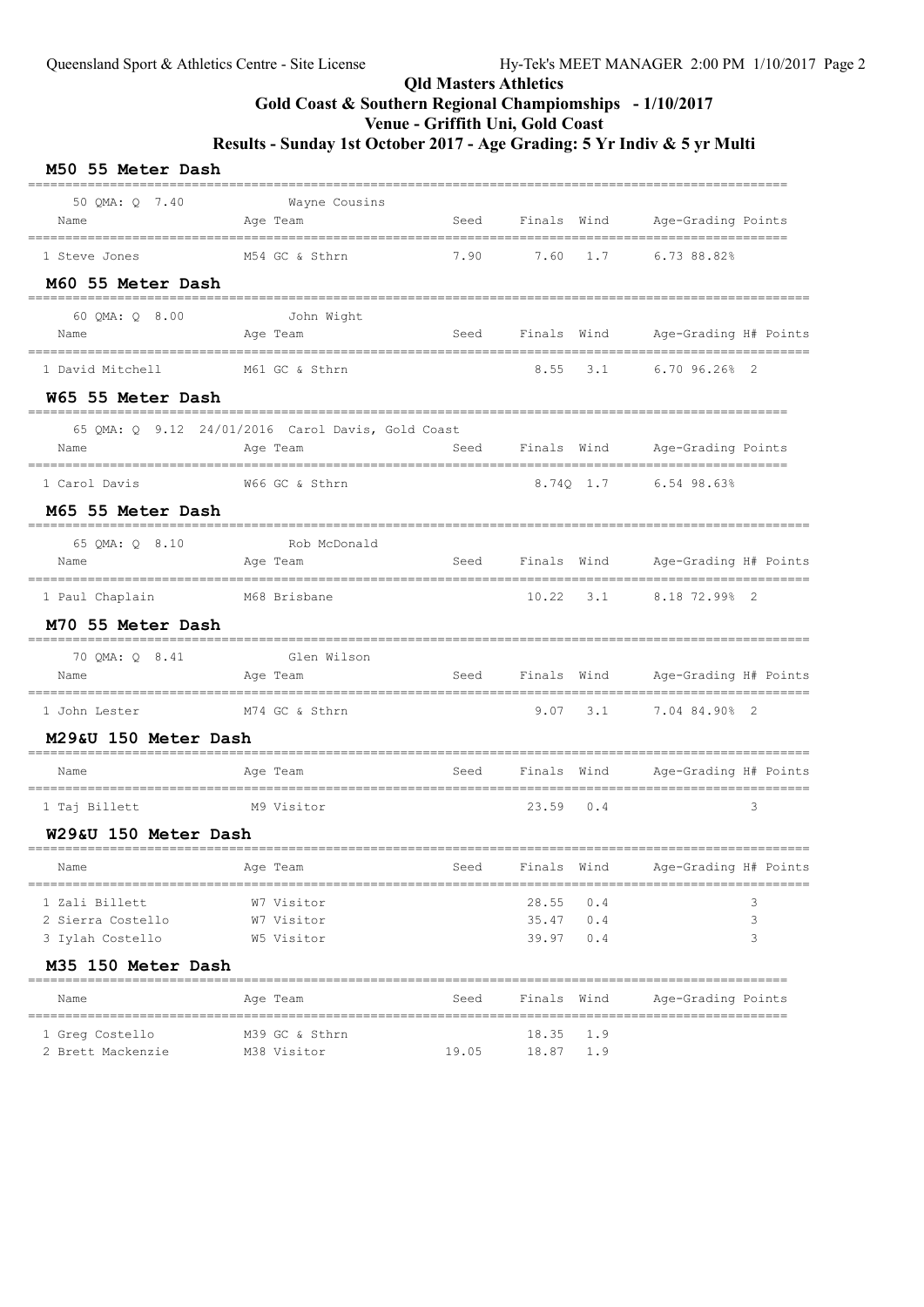Qld Masters Athletics

**Gold Coast & Southern Regional Champiomships - 1/10/2017**

**Venue - Griffith Uni, Gold Coast**

**Results - Sunday 1st October 2017 - Age Grading: 5 Yr Indiv & 5 yr Multi**

### M50 55 Meter Dash

50 QMA: Q 7.40 Wayne Cousins

| Name | Age | Team | Seed | Finals | Wind | Age-Grading | Points |
|---|---|---|---|---|---|---|---|
| 1 Steve Jones | M54 | GC & Sthrn | 7.90 | 7.60 | 1.7 | 6.73 88.82% | |

### M60 55 Meter Dash

60 QMA: Q 8.00 John Wight

| Name | Age | Team | Seed | Finals | Wind | Age-Grading | H# | Points |
|---|---|---|---|---|---|---|---|---|
| 1 David Mitchell | M61 | GC & Sthrn | | 8.55 | 3.1 | 6.70 96.26% | 2 | |

### W65 55 Meter Dash

65 QMA: Q 9.12 24/01/2016 Carol Davis, Gold Coast

| Name | Age | Team | Seed | Finals | Wind | Age-Grading | Points |
|---|---|---|---|---|---|---|---|
| 1 Carol Davis | W66 | GC & Sthrn | | 8.74Q | 1.7 | 6.54 98.63% | |

### M65 55 Meter Dash

65 QMA: Q 8.10 Rob McDonald

| Name | Age | Team | Seed | Finals | Wind | Age-Grading | H# | Points |
|---|---|---|---|---|---|---|---|---|
| 1 Paul Chaplain | M68 | Brisbane | | 10.22 | 3.1 | 8.18 72.99% | 2 | |

### M70 55 Meter Dash

70 QMA: Q 8.41 Glen Wilson

| Name | Age | Team | Seed | Finals | Wind | Age-Grading | H# | Points |
|---|---|---|---|---|---|---|---|---|
| 1 John Lester | M74 | GC & Sthrn | | 9.07 | 3.1 | 7.04 84.90% | 2 | |

### M29&U 150 Meter Dash

| Name | Age | Team | Seed | Finals | Wind | Age-Grading | H# | Points |
|---|---|---|---|---|---|---|---|---|
| 1 Taj Billett | M9 | Visitor | | 23.59 | 0.4 | | 3 | |

### W29&U 150 Meter Dash

| Name | Age | Team | Seed | Finals | Wind | Age-Grading | H# | Points |
|---|---|---|---|---|---|---|---|---|
| 1 Zali Billett | W7 | Visitor | | 28.55 | 0.4 | | 3 | |
| 2 Sierra Costello | W7 | Visitor | | 35.47 | 0.4 | | 3 | |
| 3 Iylah Costello | W5 | Visitor | | 39.97 | 0.4 | | 3 | |

### M35 150 Meter Dash

| Name | Age | Team | Seed | Finals | Wind | Age-Grading | Points |
|---|---|---|---|---|---|---|---|
| 1 Greg Costello | M39 | GC & Sthrn | | 18.35 | 1.9 | | |
| 2 Brett Mackenzie | M38 | Visitor | 19.05 | 18.87 | 1.9 | | |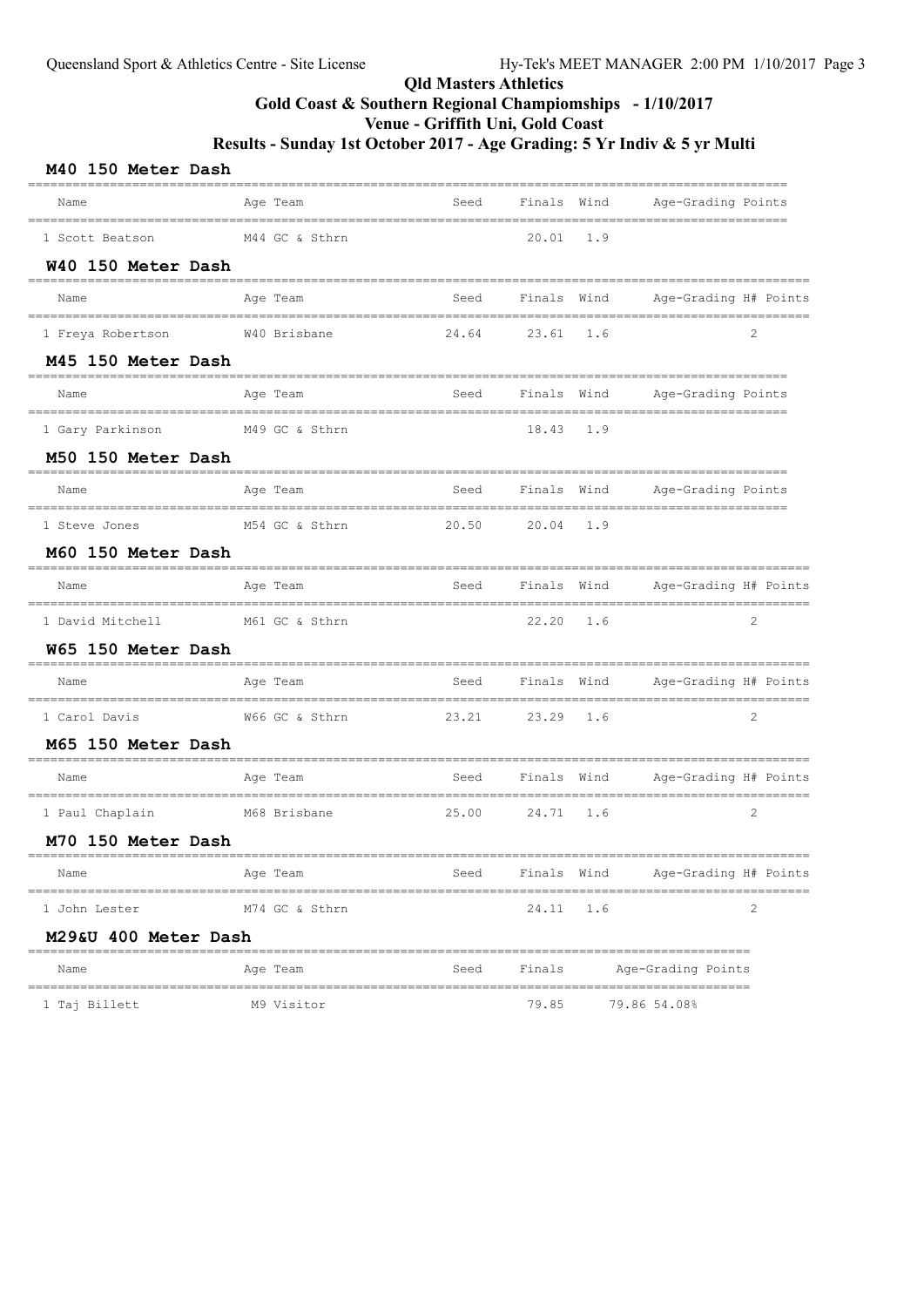**Qld Masters Athletics**

**Gold Coast & Southern Regional Champiomships - 1/10/2017**

**Venue - Griffith Uni, Gold Coast**

**Results - Sunday 1st October 2017 - Age Grading: 5 Yr Indiv & 5 yr Multi**

### M40 150 Meter Dash

| Name | Age Team | Seed | Finals | Wind | Age-Grading | Points |
|---|---|---|---|---|---|---|
| 1 Scott Beatson | M44 GC & Sthrn | | 20.01 | 1.9 | | |

### W40 150 Meter Dash

| Name | Age Team | Seed | Finals | Wind | Age-Grading | H# | Points |
|---|---|---|---|---|---|---|---|
| 1 Freya Robertson | W40 Brisbane | 24.64 | 23.61 | 1.6 | | 2 | |

### M45 150 Meter Dash

| Name | Age Team | Seed | Finals | Wind | Age-Grading | Points |
|---|---|---|---|---|---|---|
| 1 Gary Parkinson | M49 GC & Sthrn | | 18.43 | 1.9 | | |

### M50 150 Meter Dash

| Name | Age Team | Seed | Finals | Wind | Age-Grading | Points |
|---|---|---|---|---|---|---|
| 1 Steve Jones | M54 GC & Sthrn | 20.50 | 20.04 | 1.9 | | |

### M60 150 Meter Dash

| Name | Age Team | Seed | Finals | Wind | Age-Grading | H# | Points |
|---|---|---|---|---|---|---|---|
| 1 David Mitchell | M61 GC & Sthrn | | 22.20 | 1.6 | | 2 | |

### W65 150 Meter Dash

| Name | Age Team | Seed | Finals | Wind | Age-Grading | H# | Points |
|---|---|---|---|---|---|---|---|
| 1 Carol Davis | W66 GC & Sthrn | 23.21 | 23.29 | 1.6 | | 2 | |

### M65 150 Meter Dash

| Name | Age Team | Seed | Finals | Wind | Age-Grading | H# | Points |
|---|---|---|---|---|---|---|---|
| 1 Paul Chaplain | M68 Brisbane | 25.00 | 24.71 | 1.6 | | 2 | |

### M70 150 Meter Dash

| Name | Age Team | Seed | Finals | Wind | Age-Grading | H# | Points |
|---|---|---|---|---|---|---|---|
| 1 John Lester | M74 GC & Sthrn | | 24.11 | 1.6 | | 2 | |

### M29&U 400 Meter Dash

| Name | Age Team | Seed | Finals | Age-Grading | Points |
|---|---|---|---|---|---|
| 1 Taj Billett | M9 Visitor | | 79.85 | 79.86 54.08% | |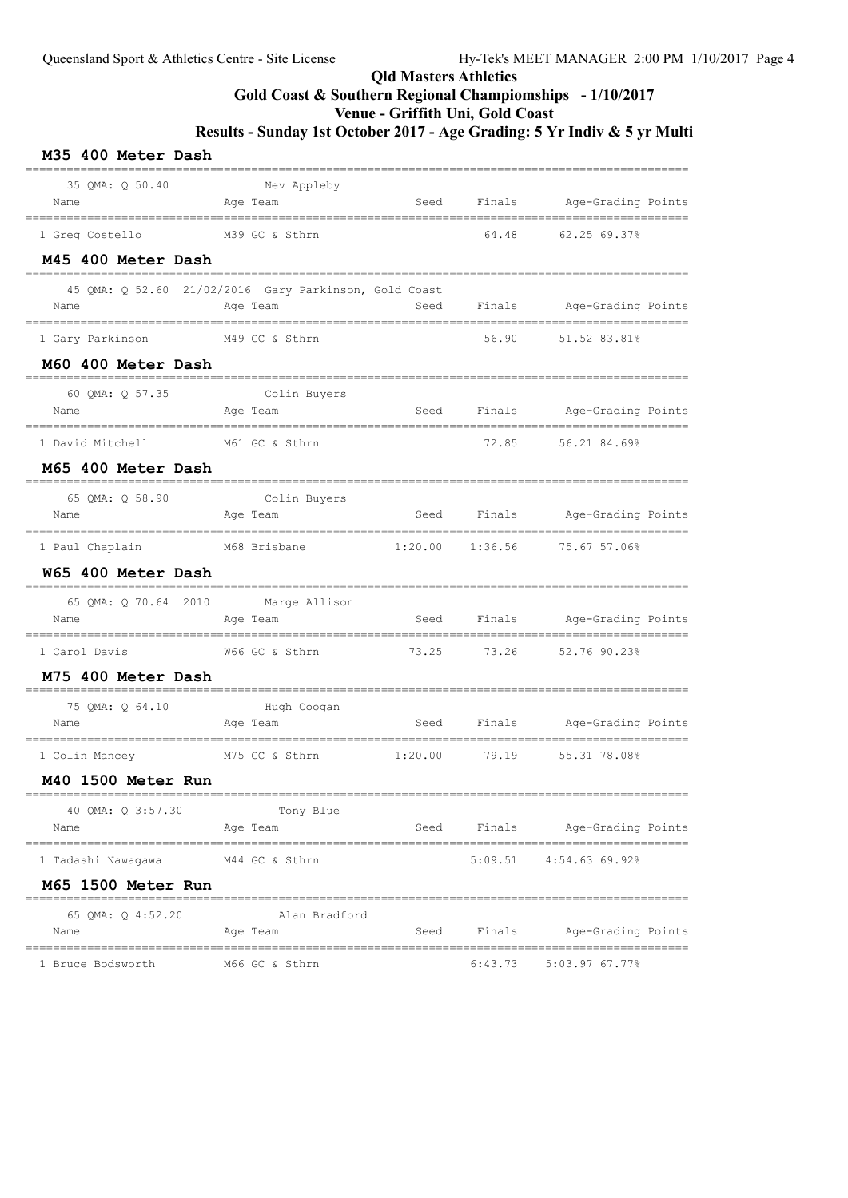Qld Masters Athletics

Gold Coast & Southern Regional Champiomships - 1/10/2017

Venue - Griffith Uni, Gold Coast

Results - Sunday 1st October 2017 - Age Grading: 5 Yr Indiv & 5 yr Multi

## M35 400 Meter Dash

35 QMA: Q 50.40 Nev Appleby

| Name | Age | Team | Seed | Finals | Age-Grading | Points |
|---|---|---|---|---|---|---|
| 1 Greg Costello | M39 | GC & Sthrn | | 64.48 | 62.25 | 69.37% |

## M45 400 Meter Dash

45 QMA: Q 52.60 21/02/2016 Gary Parkinson, Gold Coast

| Name | Age | Team | Seed | Finals | Age-Grading | Points |
|---|---|---|---|---|---|---|
| 1 Gary Parkinson | M49 | GC & Sthrn | | 56.90 | 51.52 | 83.81% |

## M60 400 Meter Dash

60 QMA: Q 57.35 Colin Buyers

| Name | Age | Team | Seed | Finals | Age-Grading | Points |
|---|---|---|---|---|---|---|
| 1 David Mitchell | M61 | GC & Sthrn | | 72.85 | 56.21 | 84.69% |

## M65 400 Meter Dash

65 QMA: Q 58.90 Colin Buyers

| Name | Age | Team | Seed | Finals | Age-Grading | Points |
|---|---|---|---|---|---|---|
| 1 Paul Chaplain | M68 | Brisbane | 1:20.00 | 1:36.56 | 75.67 | 57.06% |

## W65 400 Meter Dash

65 QMA: Q 70.64 2010 Marge Allison

| Name | Age | Team | Seed | Finals | Age-Grading | Points |
|---|---|---|---|---|---|---|
| 1 Carol Davis | W66 | GC & Sthrn | 73.25 | 73.26 | 52.76 | 90.23% |

## M75 400 Meter Dash

75 QMA: Q 64.10 Hugh Coogan

| Name | Age | Team | Seed | Finals | Age-Grading | Points |
|---|---|---|---|---|---|---|
| 1 Colin Mancey | M75 | GC & Sthrn | 1:20.00 | 79.19 | 55.31 | 78.08% |

## M40 1500 Meter Run

40 QMA: Q 3:57.30 Tony Blue

| Name | Age | Team | Seed | Finals | Age-Grading | Points |
|---|---|---|---|---|---|---|
| 1 Tadashi Nawagawa | M44 | GC & Sthrn | | 5:09.51 | 4:54.63 | 69.92% |

## M65 1500 Meter Run

65 QMA: Q 4:52.20 Alan Bradford

| Name | Age | Team | Seed | Finals | Age-Grading | Points |
|---|---|---|---|---|---|---|
| 1 Bruce Bodsworth | M66 | GC & Sthrn | | 6:43.73 | 5:03.97 | 67.77% |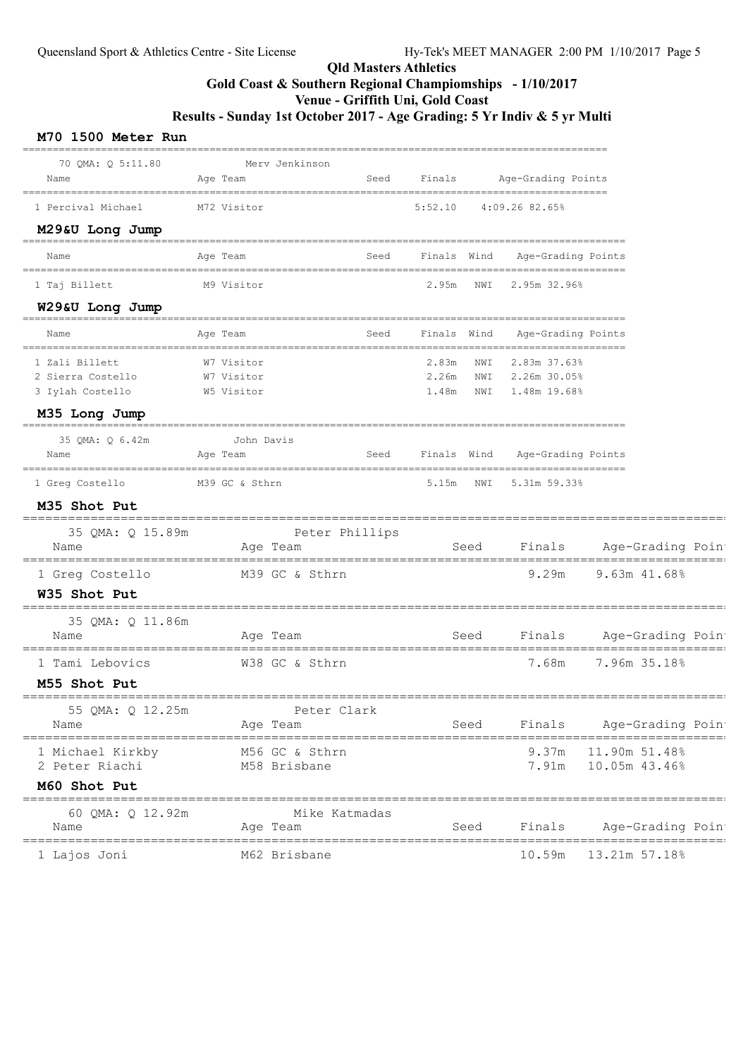# Qld Masters Athletics

## Gold Coast & Southern Regional Champiomships - 1/10/2017

## Venue - Griffith Uni, Gold Coast

## Results - Sunday 1st October 2017 - Age Grading: 5 Yr Indiv & 5 yr Multi

### M70 1500 Meter Run

70 QMA: Q 5:11.80 Merv Jenkinson

| Name | Age | Team | Seed | Finals | Age-Grading | Points |
|---|---|---|---|---|---|---|
| 1 Percival Michael | M72 | Visitor | | 5:52.10 | 4:09.26 | 82.65% |

### M29&U Long Jump

| Name | Age | Team | Seed | Finals | Wind | Age-Grading | Points |
|---|---|---|---|---|---|---|---|
| 1 Taj Billett | M9 | Visitor | | 2.95m | NWI | 2.95m | 32.96% |

### W29&U Long Jump

| Name | Age | Team | Seed | Finals | Wind | Age-Grading | Points |
|---|---|---|---|---|---|---|---|
| 1 Zali Billett | W7 | Visitor | | 2.83m | NWI | 2.83m | 37.63% |
| 2 Sierra Costello | W7 | Visitor | | 2.26m | NWI | 2.26m | 30.05% |
| 3 Iylah Costello | W5 | Visitor | | 1.48m | NWI | 1.48m | 19.68% |

### M35 Long Jump

35 QMA: Q 6.42m John Davis

| Name | Age | Team | Seed | Finals | Wind | Age-Grading | Points |
|---|---|---|---|---|---|---|---|
| 1 Greg Costello | M39 | GC & Sthrn | | 5.15m | NWI | 5.31m | 59.33% |

### M35 Shot Put

35 QMA: Q 15.89m Peter Phillips

| Name | Age | Team | Seed | Finals | Age-Grading | Points |
|---|---|---|---|---|---|---|
| 1 Greg Costello | M39 | GC & Sthrn | | 9.29m | 9.63m | 41.68% |

### W35 Shot Put

35 QMA: Q 11.86m

| Name | Age | Team | Seed | Finals | Age-Grading | Points |
|---|---|---|---|---|---|---|
| 1 Tami Lebovics | W38 | GC & Sthrn | | 7.68m | 7.96m | 35.18% |

### M55 Shot Put

55 QMA: Q 12.25m Peter Clark

| Name | Age | Team | Seed | Finals | Age-Grading | Points |
|---|---|---|---|---|---|---|
| 1 Michael Kirkby | M56 | GC & Sthrn | | 9.37m | 11.90m | 51.48% |
| 2 Peter Riachi | M58 | Brisbane | | 7.91m | 10.05m | 43.46% |

### M60 Shot Put

60 QMA: Q 12.92m Mike Katmadas

| Name | Age | Team | Seed | Finals | Age-Grading | Points |
|---|---|---|---|---|---|---|
| 1 Lajos Joni | M62 | Brisbane | | 10.59m | 13.21m | 57.18% |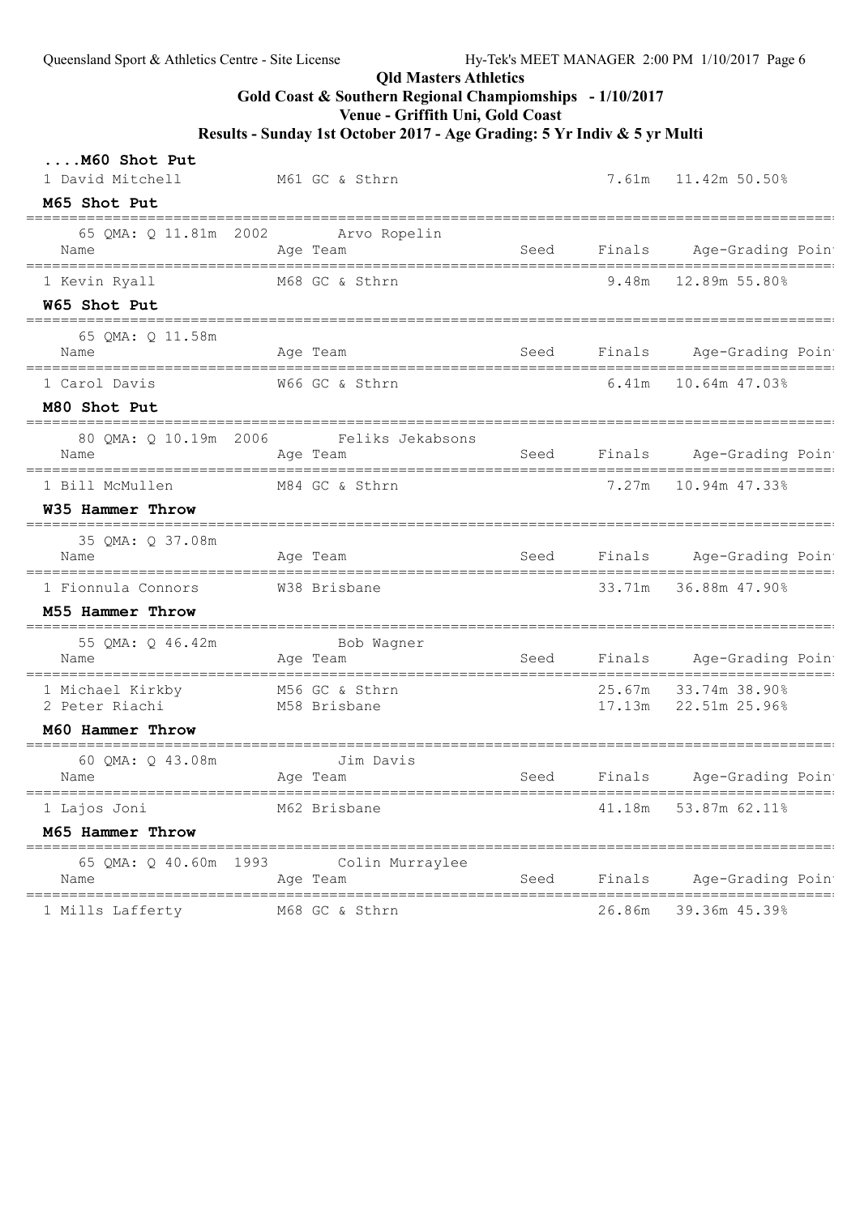# Qld Masters Athletics

## Gold Coast & Southern Regional Champiomships - 1/10/2017

## Venue - Griffith Uni, Gold Coast

## Results - Sunday 1st October 2017 - Age Grading: 5 Yr Indiv & 5 yr Multi

### ....M60 Shot Put

| Name | Age | Team | Seed | Finals | Age-Grading | Poin |
|---|---|---|---|---|---|---|
| 1 David Mitchell | M61 | GC & Sthrn | | 7.61m | 11.42m | 50.50% |

### M65 Shot Put

65 QMA: Q 11.81m 2002 Arvo Ropelin

| Name | Age | Team | Seed | Finals | Age-Grading | Poin |
|---|---|---|---|---|---|---|
| 1 Kevin Ryall | M68 | GC & Sthrn | | 9.48m | 12.89m | 55.80% |

### W65 Shot Put

65 QMA: Q 11.58m

| Name | Age | Team | Seed | Finals | Age-Grading | Poin |
|---|---|---|---|---|---|---|
| 1 Carol Davis | W66 | GC & Sthrn | | 6.41m | 10.64m | 47.03% |

### M80 Shot Put

80 QMA: Q 10.19m 2006 Feliks Jekabsons

| Name | Age | Team | Seed | Finals | Age-Grading | Poin |
|---|---|---|---|---|---|---|
| 1 Bill McMullen | M84 | GC & Sthrn | | 7.27m | 10.94m | 47.33% |

### W35 Hammer Throw

35 QMA: Q 37.08m

| Name | Age | Team | Seed | Finals | Age-Grading | Poin |
|---|---|---|---|---|---|---|
| 1 Fionnula Connors | W38 | Brisbane | | 33.71m | 36.88m | 47.90% |

### M55 Hammer Throw

55 QMA: Q 46.42m Bob Wagner

| Name | Age | Team | Seed | Finals | Age-Grading | Poin |
|---|---|---|---|---|---|---|
| 1 Michael Kirkby | M56 | GC & Sthrn | | 25.67m | 33.74m | 38.90% |
| 2 Peter Riachi | M58 | Brisbane | | 17.13m | 22.51m | 25.96% |

### M60 Hammer Throw

60 QMA: Q 43.08m Jim Davis

| Name | Age | Team | Seed | Finals | Age-Grading | Poin |
|---|---|---|---|---|---|---|
| 1 Lajos Joni | M62 | Brisbane | | 41.18m | 53.87m | 62.11% |

### M65 Hammer Throw

65 QMA: Q 40.60m 1993 Colin Murraylee

| Name | Age | Team | Seed | Finals | Age-Grading | Poin |
|---|---|---|---|---|---|---|
| 1 Mills Lafferty | M68 | GC & Sthrn | | 26.86m | 39.36m | 45.39% |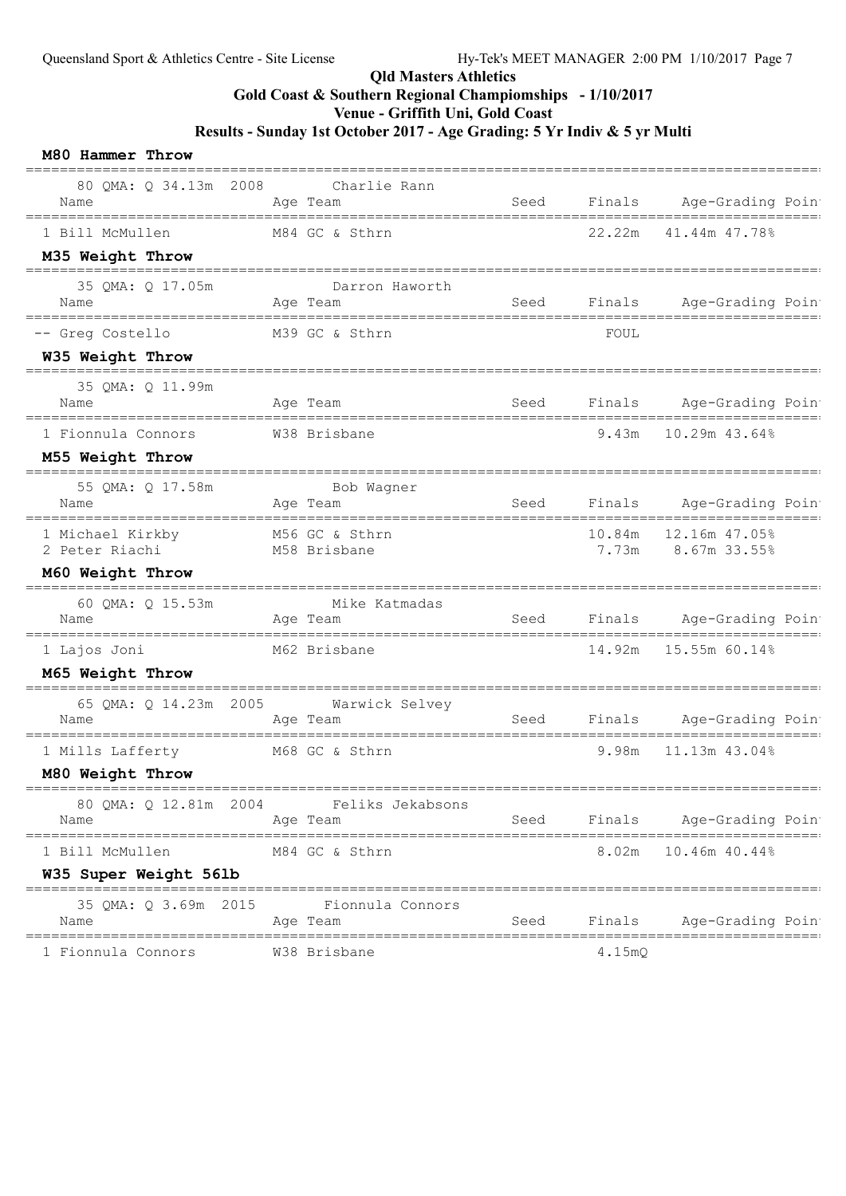# Qld Masters Athletics

## Gold Coast & Southern Regional Championships - 1/10/2017

## Venue - Griffith Uni, Gold Coast

## Results - Sunday 1st October 2017 - Age Grading: 5 Yr Indiv & 5 yr Multi

### M80 Hammer Throw

80 QMA: Q 34.13m 2008 Charlie Rann

| Name | Age | Team | Seed | Finals | Age-Grading | Poin |
|---|---|---|---|---|---|---|
| 1 Bill McMullen | M84 | GC & Sthrn | | 22.22m | 41.44m | 47.78% |

### M35 Weight Throw

35 QMA: Q 17.05m Darron Haworth

| Name | Age | Team | Seed | Finals | Age-Grading | Poin |
|---|---|---|---|---|---|---|
| -- Greg Costello | M39 | GC & Sthrn | | FOUL | | |

### W35 Weight Throw

35 QMA: Q 11.99m

| Name | Age | Team | Seed | Finals | Age-Grading | Poin |
|---|---|---|---|---|---|---|
| 1 Fionnula Connors | W38 | Brisbane | | 9.43m | 10.29m | 43.64% |

### M55 Weight Throw

55 QMA: Q 17.58m Bob Wagner

| Name | Age | Team | Seed | Finals | Age-Grading | Poin |
|---|---|---|---|---|---|---|
| 1 Michael Kirkby | M56 | GC & Sthrn | | 10.84m | 12.16m | 47.05% |
| 2 Peter Riachi | M58 | Brisbane | | 7.73m | 8.67m | 33.55% |

### M60 Weight Throw

60 QMA: Q 15.53m Mike Katmadas

| Name | Age | Team | Seed | Finals | Age-Grading | Poin |
|---|---|---|---|---|---|---|
| 1 Lajos Joni | M62 | Brisbane | | 14.92m | 15.55m | 60.14% |

### M65 Weight Throw

65 QMA: Q 14.23m 2005 Warwick Selvey

| Name | Age | Team | Seed | Finals | Age-Grading | Poin |
|---|---|---|---|---|---|---|
| 1 Mills Lafferty | M68 | GC & Sthrn | | 9.98m | 11.13m | 43.04% |

### M80 Weight Throw

80 QMA: Q 12.81m 2004 Feliks Jekabsons

| Name | Age | Team | Seed | Finals | Age-Grading | Poin |
|---|---|---|---|---|---|---|
| 1 Bill McMullen | M84 | GC & Sthrn | | 8.02m | 10.46m | 40.44% |

### W35 Super Weight 56lb

35 QMA: Q 3.69m 2015 Fionnula Connors

| Name | Age | Team | Seed | Finals | Age-Grading | Poin |
|---|---|---|---|---|---|---|
| 1 Fionnula Connors | W38 | Brisbane | | 4.15mQ | | |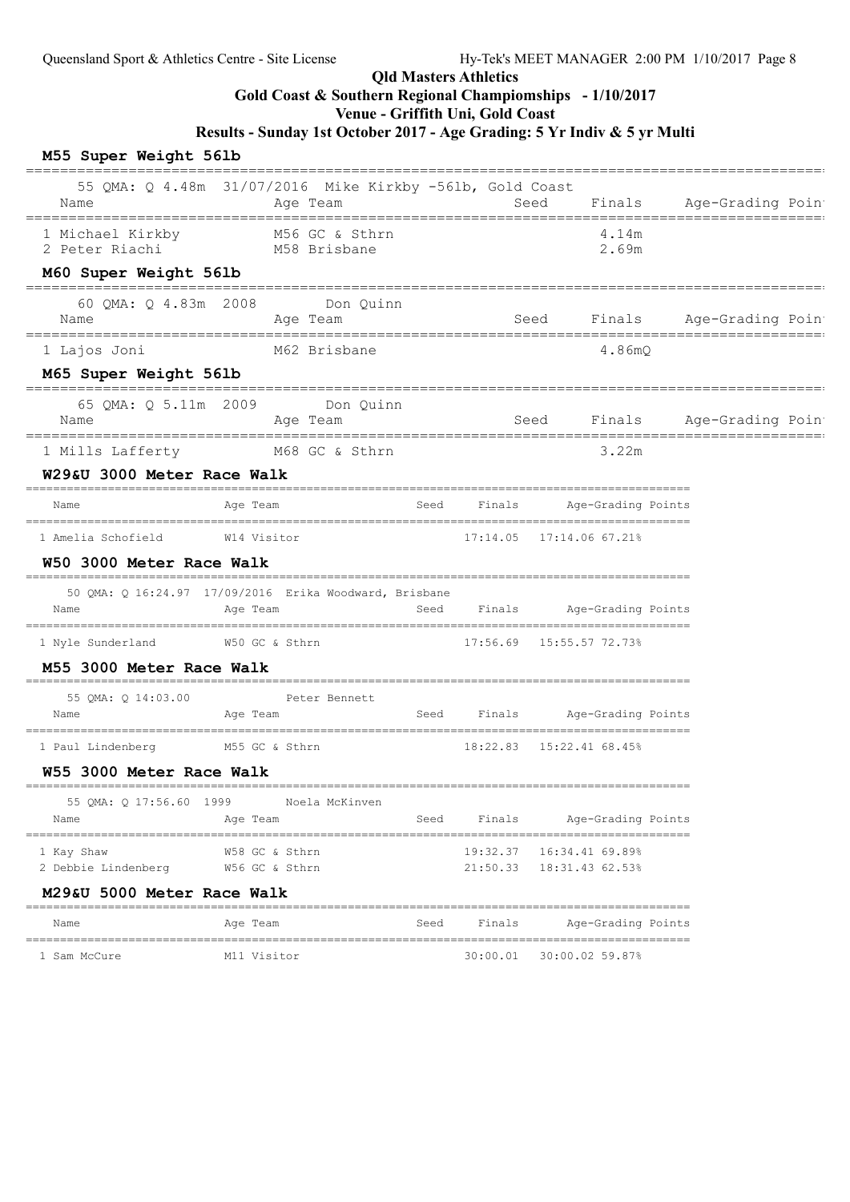# Qld Masters Athletics

## Gold Coast & Southern Regional Champiomships - 1/10/2017

## Venue - Griffith Uni, Gold Coast

## Results - Sunday 1st October 2017 - Age Grading: 5 Yr Indiv & 5 yr Multi

### M55 Super Weight 56lb

55 QMA: Q 4.48m 31/07/2016 Mike Kirkby -56lb, Gold Coast

| Name | Age | Team | Seed | Finals | Age-Grading Poin |
|---|---|---|---|---|---|
| 1 Michael Kirkby | M56 | GC & Sthrn | | 4.14m | |
| 2 Peter Riachi | M58 | Brisbane | | 2.69m | |

### M60 Super Weight 56lb

60 QMA: Q 4.83m 2008 Don Quinn

| Name | Age | Team | Seed | Finals | Age-Grading Poin |
|---|---|---|---|---|---|
| 1 Lajos Joni | M62 | Brisbane | | 4.86mQ | |

### M65 Super Weight 56lb

65 QMA: Q 5.11m 2009 Don Quinn

| Name | Age | Team | Seed | Finals | Age-Grading Poin |
|---|---|---|---|---|---|
| 1 Mills Lafferty | M68 | GC & Sthrn | | 3.22m | |

### W29&U 3000 Meter Race Walk

| Name | Age | Team | Seed | Finals | Age-Grading Points |
|---|---|---|---|---|---|
| 1 Amelia Schofield | W14 | Visitor | | 17:14.05 | 17:14.06 67.21% |

### W50 3000 Meter Race Walk

50 QMA: Q 16:24.97 17/09/2016 Erika Woodward, Brisbane

| Name | Age | Team | Seed | Finals | Age-Grading Points |
|---|---|---|---|---|---|
| 1 Nyle Sunderland | W50 | GC & Sthrn | | 17:56.69 | 15:55.57 72.73% |

### M55 3000 Meter Race Walk

55 QMA: Q 14:03.00 Peter Bennett

| Name | Age | Team | Seed | Finals | Age-Grading Points |
|---|---|---|---|---|---|
| 1 Paul Lindenberg | M55 | GC & Sthrn | | 18:22.83 | 15:22.41 68.45% |

### W55 3000 Meter Race Walk

55 QMA: Q 17:56.60 1999 Noela McKinven

| Name | Age | Team | Seed | Finals | Age-Grading Points |
|---|---|---|---|---|---|
| 1 Kay Shaw | W58 | GC & Sthrn | | 19:32.37 | 16:34.41 69.89% |
| 2 Debbie Lindenberg | W56 | GC & Sthrn | | 21:50.33 | 18:31.43 62.53% |

### M29&U 5000 Meter Race Walk

| Name | Age | Team | Seed | Finals | Age-Grading Points |
|---|---|---|---|---|---|
| 1 Sam McCure | M11 | Visitor | | 30:00.01 | 30:00.02 59.87% |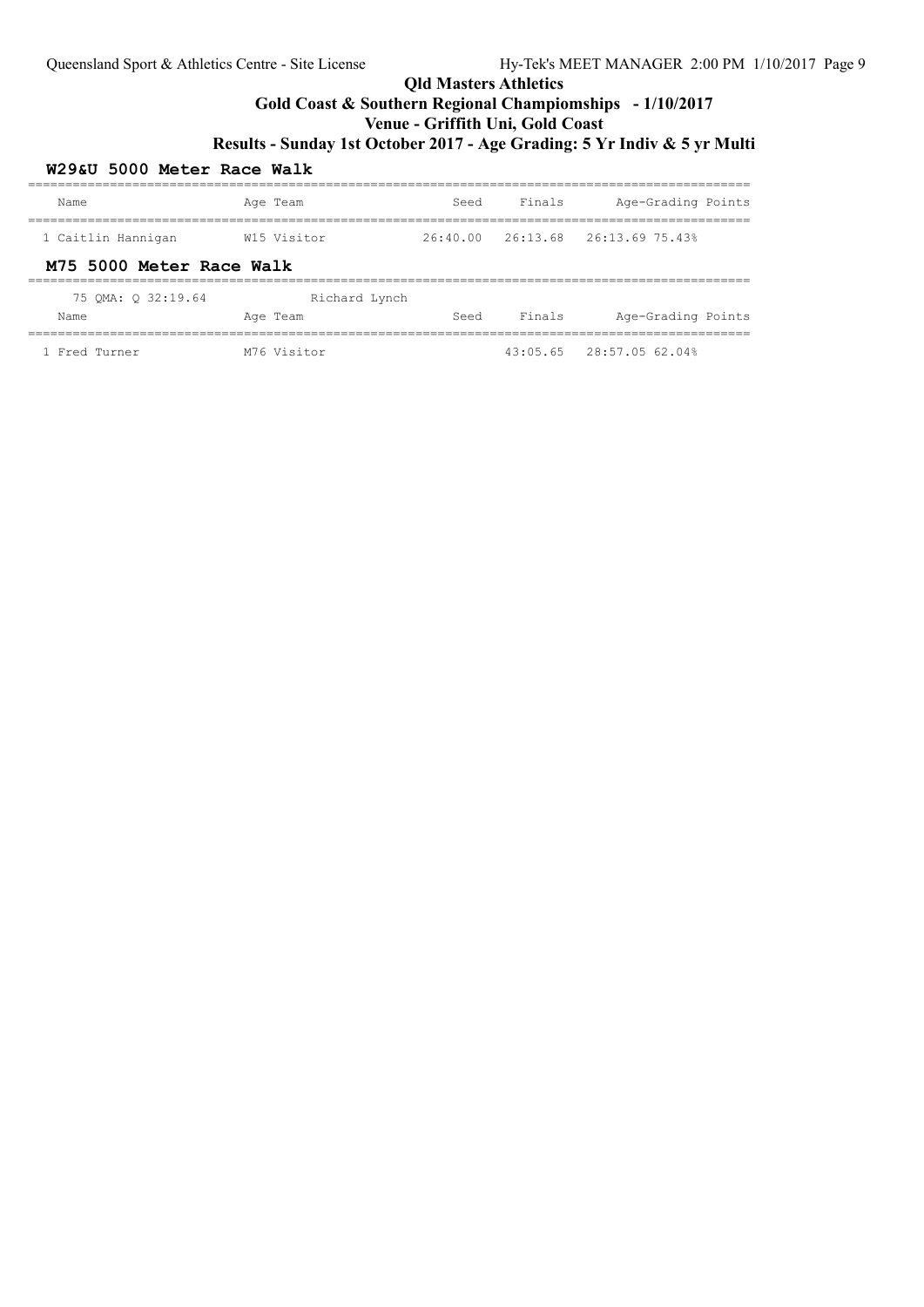# Qld Masters Athletics

## Gold Coast & Southern Regional Champiomships - 1/10/2017

## Venue - Griffith Uni, Gold Coast

## Results - Sunday 1st October 2017 - Age Grading: 5 Yr Indiv & 5 yr Multi

### W29&U 5000 Meter Race Walk

| Name | Age | Team | Seed | Finals | Age-Grading | Points |
|---|---|---|---|---|---|---|
| 1 Caitlin Hannigan | W15 | Visitor | 26:40.00 | 26:13.68 | 26:13.69 75.43% | |

### M75 5000 Meter Race Walk

75 QMA: Q 32:19.64 Richard Lynch

| Name | Age | Team | Seed | Finals | Age-Grading | Points |
|---|---|---|---|---|---|---|
| 1 Fred Turner | M76 | Visitor | | 43:05.65 | 28:57.05 62.04% | |